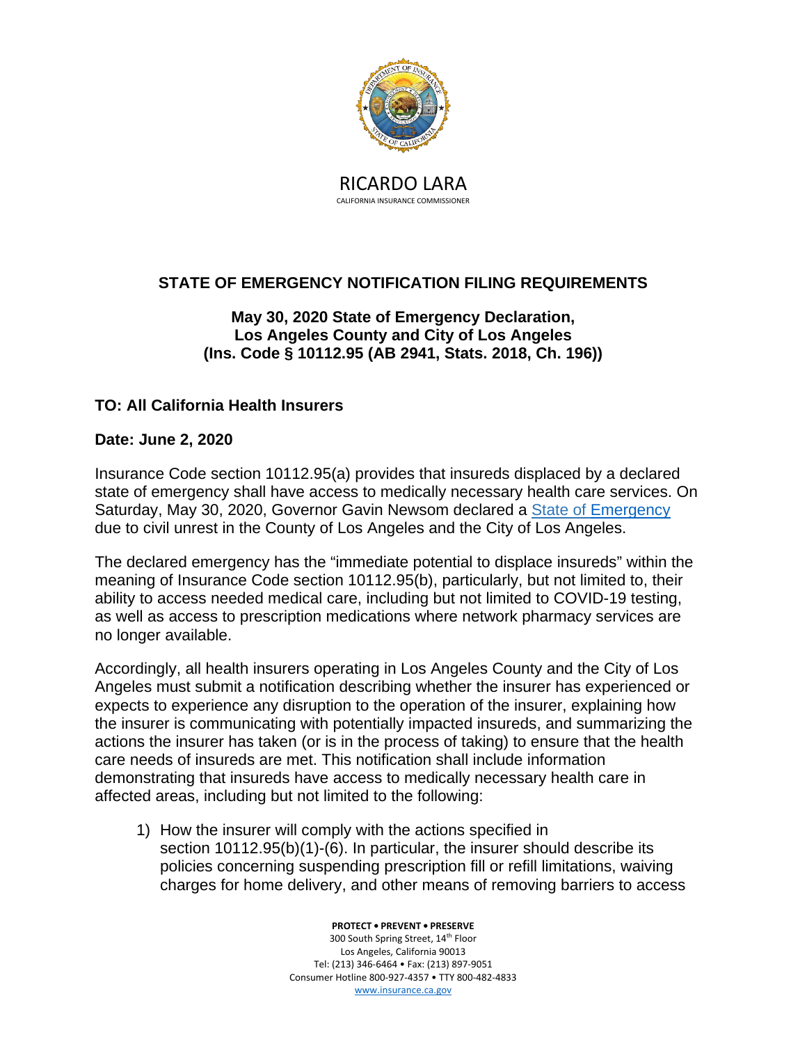RICARDO LARA
CALIFORNIA INSURANCE COMMISSIONER

## STATE OF EMERGENCY NOTIFICATION FILING REQUIREMENTS

### May 30, 2020 State of Emergency Declaration, Los Angeles County and City of Los Angeles (Ins. Code § 10112.95 (AB 2941, Stats. 2018, Ch. 196))

**TO: All California Health Insurers**

**Date: June 2, 2020**

Insurance Code section 10112.95(a) provides that insureds displaced by a declared state of emergency shall have access to medically necessary health care services. On Saturday, May 30, 2020, Governor Gavin Newsom declared a State of Emergency due to civil unrest in the County of Los Angeles and the City of Los Angeles.

The declared emergency has the "immediate potential to displace insureds" within the meaning of Insurance Code section 10112.95(b), particularly, but not limited to, their ability to access needed medical care, including but not limited to COVID-19 testing, as well as access to prescription medications where network pharmacy services are no longer available.

Accordingly, all health insurers operating in Los Angeles County and the City of Los Angeles must submit a notification describing whether the insurer has experienced or expects to experience any disruption to the operation of the insurer, explaining how the insurer is communicating with potentially impacted insureds, and summarizing the actions the insurer has taken (or is in the process of taking) to ensure that the health care needs of insureds are met. This notification shall include information demonstrating that insureds have access to medically necessary health care in affected areas, including but not limited to the following:

1) How the insurer will comply with the actions specified in section 10112.95(b)(1)-(6). In particular, the insurer should describe its policies concerning suspending prescription fill or refill limitations, waiving charges for home delivery, and other means of removing barriers to access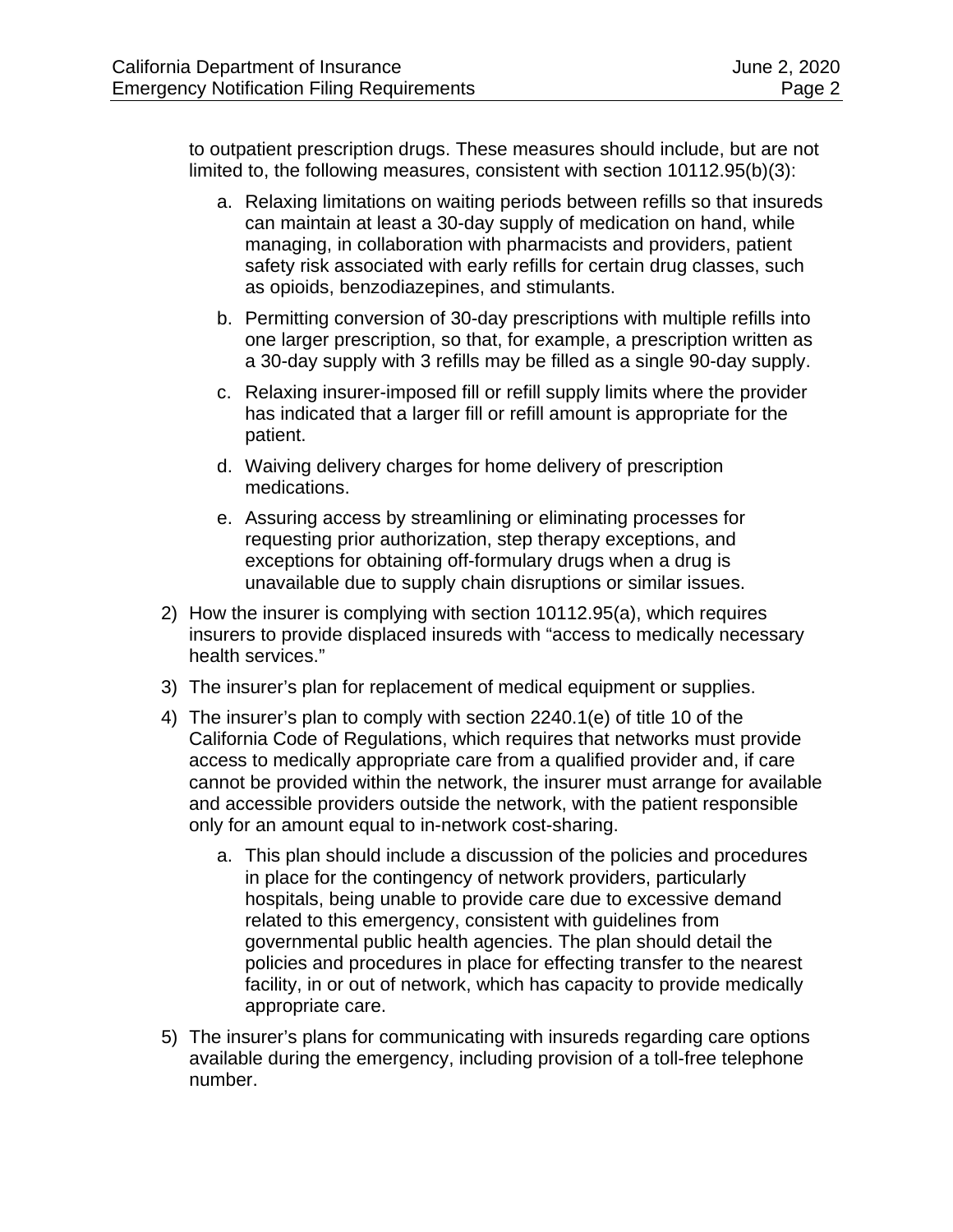to outpatient prescription drugs. These measures should include, but are not limited to, the following measures, consistent with section 10112.95(b)(3):

   a. Relaxing limitations on waiting periods between refills so that insureds can maintain at least a 30-day supply of medication on hand, while managing, in collaboration with pharmacists and providers, patient safety risk associated with early refills for certain drug classes, such as opioids, benzodiazepines, and stimulants.

   b. Permitting conversion of 30-day prescriptions with multiple refills into one larger prescription, so that, for example, a prescription written as a 30-day supply with 3 refills may be filled as a single 90-day supply.

   c. Relaxing insurer-imposed fill or refill supply limits where the provider has indicated that a larger fill or refill amount is appropriate for the patient.

   d. Waiving delivery charges for home delivery of prescription medications.

   e. Assuring access by streamlining or eliminating processes for requesting prior authorization, step therapy exceptions, and exceptions for obtaining off-formulary drugs when a drug is unavailable due to supply chain disruptions or similar issues.

2) How the insurer is complying with section 10112.95(a), which requires insurers to provide displaced insureds with "access to medically necessary health services."

3) The insurer's plan for replacement of medical equipment or supplies.

4) The insurer's plan to comply with section 2240.1(e) of title 10 of the California Code of Regulations, which requires that networks must provide access to medically appropriate care from a qualified provider and, if care cannot be provided within the network, the insurer must arrange for available and accessible providers outside the network, with the patient responsible only for an amount equal to in-network cost-sharing.

   a. This plan should include a discussion of the policies and procedures in place for the contingency of network providers, particularly hospitals, being unable to provide care due to excessive demand related to this emergency, consistent with guidelines from governmental public health agencies. The plan should detail the policies and procedures in place for effecting transfer to the nearest facility, in or out of network, which has capacity to provide medically appropriate care.

5) The insurer's plans for communicating with insureds regarding care options available during the emergency, including provision of a toll-free telephone number.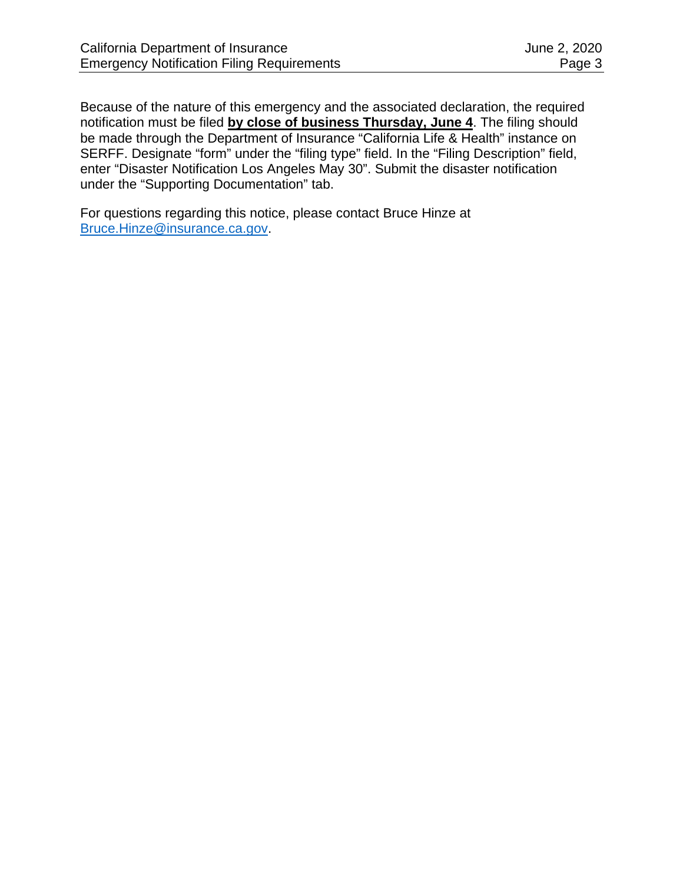Because of the nature of this emergency and the associated declaration, the required notification must be filed **by close of business Thursday, June 4**. The filing should be made through the Department of Insurance "California Life & Health" instance on SERFF. Designate "form" under the "filing type" field. In the "Filing Description" field, enter "Disaster Notification Los Angeles May 30". Submit the disaster notification under the "Supporting Documentation" tab.

For questions regarding this notice, please contact Bruce Hinze at [Bruce.Hinze@insurance.ca.gov](mailto:Bruce.Hinze@insurance.ca.gov).